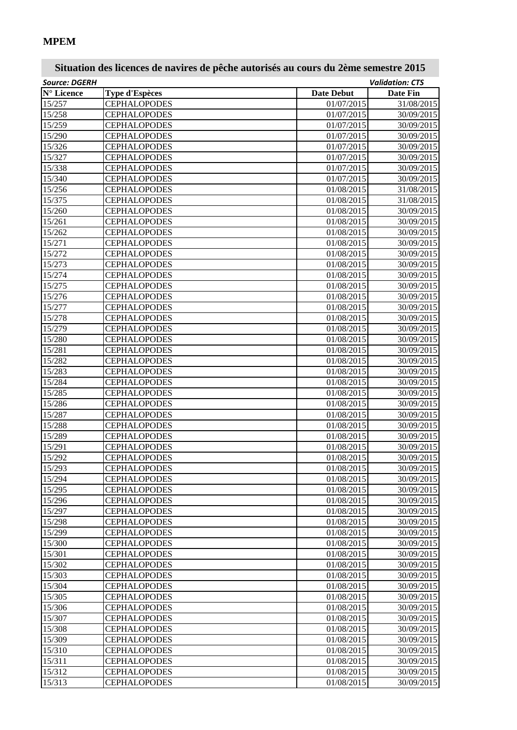**MPEM**

## Situation des licences de navires de pêche autorisés au cours du 2ème semestre 2015

*Source: DGERH* *Validation: CTS*

| N° Licence | Type d'Espèces | Date Debut | Date Fin |
|---|---|---|---|
| 15/257 | CEPHALOPODES | 01/07/2015 | 31/08/2015 |
| 15/258 | CEPHALOPODES | 01/07/2015 | 30/09/2015 |
| 15/259 | CEPHALOPODES | 01/07/2015 | 30/09/2015 |
| 15/290 | CEPHALOPODES | 01/07/2015 | 30/09/2015 |
| 15/326 | CEPHALOPODES | 01/07/2015 | 30/09/2015 |
| 15/327 | CEPHALOPODES | 01/07/2015 | 30/09/2015 |
| 15/338 | CEPHALOPODES | 01/07/2015 | 30/09/2015 |
| 15/340 | CEPHALOPODES | 01/07/2015 | 30/09/2015 |
| 15/256 | CEPHALOPODES | 01/08/2015 | 31/08/2015 |
| 15/375 | CEPHALOPODES | 01/08/2015 | 31/08/2015 |
| 15/260 | CEPHALOPODES | 01/08/2015 | 30/09/2015 |
| 15/261 | CEPHALOPODES | 01/08/2015 | 30/09/2015 |
| 15/262 | CEPHALOPODES | 01/08/2015 | 30/09/2015 |
| 15/271 | CEPHALOPODES | 01/08/2015 | 30/09/2015 |
| 15/272 | CEPHALOPODES | 01/08/2015 | 30/09/2015 |
| 15/273 | CEPHALOPODES | 01/08/2015 | 30/09/2015 |
| 15/274 | CEPHALOPODES | 01/08/2015 | 30/09/2015 |
| 15/275 | CEPHALOPODES | 01/08/2015 | 30/09/2015 |
| 15/276 | CEPHALOPODES | 01/08/2015 | 30/09/2015 |
| 15/277 | CEPHALOPODES | 01/08/2015 | 30/09/2015 |
| 15/278 | CEPHALOPODES | 01/08/2015 | 30/09/2015 |
| 15/279 | CEPHALOPODES | 01/08/2015 | 30/09/2015 |
| 15/280 | CEPHALOPODES | 01/08/2015 | 30/09/2015 |
| 15/281 | CEPHALOPODES | 01/08/2015 | 30/09/2015 |
| 15/282 | CEPHALOPODES | 01/08/2015 | 30/09/2015 |
| 15/283 | CEPHALOPODES | 01/08/2015 | 30/09/2015 |
| 15/284 | CEPHALOPODES | 01/08/2015 | 30/09/2015 |
| 15/285 | CEPHALOPODES | 01/08/2015 | 30/09/2015 |
| 15/286 | CEPHALOPODES | 01/08/2015 | 30/09/2015 |
| 15/287 | CEPHALOPODES | 01/08/2015 | 30/09/2015 |
| 15/288 | CEPHALOPODES | 01/08/2015 | 30/09/2015 |
| 15/289 | CEPHALOPODES | 01/08/2015 | 30/09/2015 |
| 15/291 | CEPHALOPODES | 01/08/2015 | 30/09/2015 |
| 15/292 | CEPHALOPODES | 01/08/2015 | 30/09/2015 |
| 15/293 | CEPHALOPODES | 01/08/2015 | 30/09/2015 |
| 15/294 | CEPHALOPODES | 01/08/2015 | 30/09/2015 |
| 15/295 | CEPHALOPODES | 01/08/2015 | 30/09/2015 |
| 15/296 | CEPHALOPODES | 01/08/2015 | 30/09/2015 |
| 15/297 | CEPHALOPODES | 01/08/2015 | 30/09/2015 |
| 15/298 | CEPHALOPODES | 01/08/2015 | 30/09/2015 |
| 15/299 | CEPHALOPODES | 01/08/2015 | 30/09/2015 |
| 15/300 | CEPHALOPODES | 01/08/2015 | 30/09/2015 |
| 15/301 | CEPHALOPODES | 01/08/2015 | 30/09/2015 |
| 15/302 | CEPHALOPODES | 01/08/2015 | 30/09/2015 |
| 15/303 | CEPHALOPODES | 01/08/2015 | 30/09/2015 |
| 15/304 | CEPHALOPODES | 01/08/2015 | 30/09/2015 |
| 15/305 | CEPHALOPODES | 01/08/2015 | 30/09/2015 |
| 15/306 | CEPHALOPODES | 01/08/2015 | 30/09/2015 |
| 15/307 | CEPHALOPODES | 01/08/2015 | 30/09/2015 |
| 15/308 | CEPHALOPODES | 01/08/2015 | 30/09/2015 |
| 15/309 | CEPHALOPODES | 01/08/2015 | 30/09/2015 |
| 15/310 | CEPHALOPODES | 01/08/2015 | 30/09/2015 |
| 15/311 | CEPHALOPODES | 01/08/2015 | 30/09/2015 |
| 15/312 | CEPHALOPODES | 01/08/2015 | 30/09/2015 |
| 15/313 | CEPHALOPODES | 01/08/2015 | 30/09/2015 |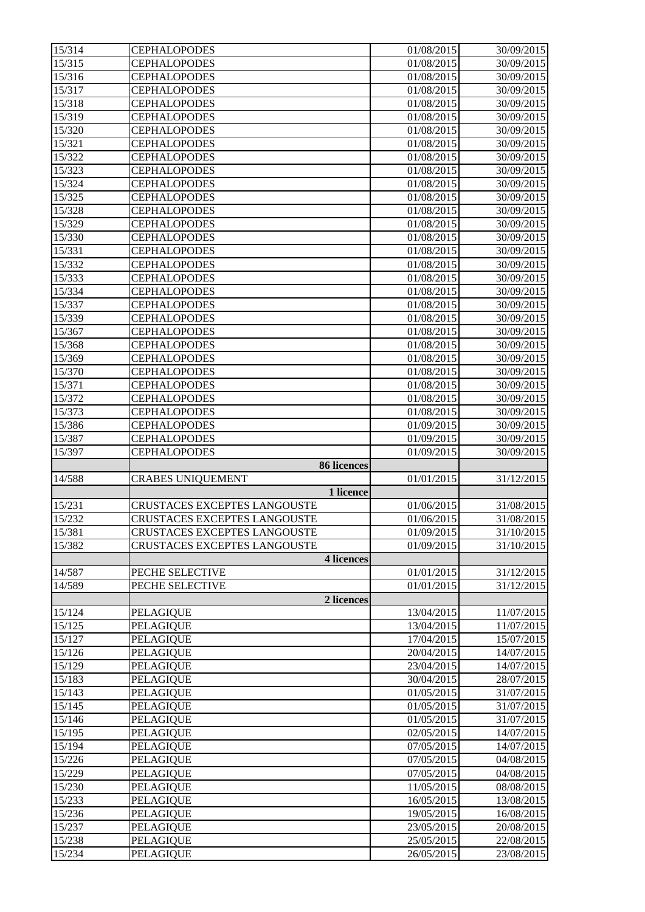| | | | |
|---|---|---|---|
| 15/314 | CEPHALOPODES | 01/08/2015 | 30/09/2015 |
| 15/315 | CEPHALOPODES | 01/08/2015 | 30/09/2015 |
| 15/316 | CEPHALOPODES | 01/08/2015 | 30/09/2015 |
| 15/317 | CEPHALOPODES | 01/08/2015 | 30/09/2015 |
| 15/318 | CEPHALOPODES | 01/08/2015 | 30/09/2015 |
| 15/319 | CEPHALOPODES | 01/08/2015 | 30/09/2015 |
| 15/320 | CEPHALOPODES | 01/08/2015 | 30/09/2015 |
| 15/321 | CEPHALOPODES | 01/08/2015 | 30/09/2015 |
| 15/322 | CEPHALOPODES | 01/08/2015 | 30/09/2015 |
| 15/323 | CEPHALOPODES | 01/08/2015 | 30/09/2015 |
| 15/324 | CEPHALOPODES | 01/08/2015 | 30/09/2015 |
| 15/325 | CEPHALOPODES | 01/08/2015 | 30/09/2015 |
| 15/328 | CEPHALOPODES | 01/08/2015 | 30/09/2015 |
| 15/329 | CEPHALOPODES | 01/08/2015 | 30/09/2015 |
| 15/330 | CEPHALOPODES | 01/08/2015 | 30/09/2015 |
| 15/331 | CEPHALOPODES | 01/08/2015 | 30/09/2015 |
| 15/332 | CEPHALOPODES | 01/08/2015 | 30/09/2015 |
| 15/333 | CEPHALOPODES | 01/08/2015 | 30/09/2015 |
| 15/334 | CEPHALOPODES | 01/08/2015 | 30/09/2015 |
| 15/337 | CEPHALOPODES | 01/08/2015 | 30/09/2015 |
| 15/339 | CEPHALOPODES | 01/08/2015 | 30/09/2015 |
| 15/367 | CEPHALOPODES | 01/08/2015 | 30/09/2015 |
| 15/368 | CEPHALOPODES | 01/08/2015 | 30/09/2015 |
| 15/369 | CEPHALOPODES | 01/08/2015 | 30/09/2015 |
| 15/370 | CEPHALOPODES | 01/08/2015 | 30/09/2015 |
| 15/371 | CEPHALOPODES | 01/08/2015 | 30/09/2015 |
| 15/372 | CEPHALOPODES | 01/08/2015 | 30/09/2015 |
| 15/373 | CEPHALOPODES | 01/08/2015 | 30/09/2015 |
| 15/386 | CEPHALOPODES | 01/09/2015 | 30/09/2015 |
| 15/387 | CEPHALOPODES | 01/09/2015 | 30/09/2015 |
| 15/397 | CEPHALOPODES | 01/09/2015 | 30/09/2015 |
| | **86 licences** | | |
| 14/588 | CRABES UNIQUEMENT | 01/01/2015 | 31/12/2015 |
| | **1 licence** | | |
| 15/231 | CRUSTACES EXCEPTES LANGOUSTE | 01/06/2015 | 31/08/2015 |
| 15/232 | CRUSTACES EXCEPTES LANGOUSTE | 01/06/2015 | 31/08/2015 |
| 15/381 | CRUSTACES EXCEPTES LANGOUSTE | 01/09/2015 | 31/10/2015 |
| 15/382 | CRUSTACES EXCEPTES LANGOUSTE | 01/09/2015 | 31/10/2015 |
| | **4 licences** | | |
| 14/587 | PECHE SELECTIVE | 01/01/2015 | 31/12/2015 |
| 14/589 | PECHE SELECTIVE | 01/01/2015 | 31/12/2015 |
| | **2 licences** | | |
| 15/124 | PELAGIQUE | 13/04/2015 | 11/07/2015 |
| 15/125 | PELAGIQUE | 13/04/2015 | 11/07/2015 |
| 15/127 | PELAGIQUE | 17/04/2015 | 15/07/2015 |
| 15/126 | PELAGIQUE | 20/04/2015 | 14/07/2015 |
| 15/129 | PELAGIQUE | 23/04/2015 | 14/07/2015 |
| 15/183 | PELAGIQUE | 30/04/2015 | 28/07/2015 |
| 15/143 | PELAGIQUE | 01/05/2015 | 31/07/2015 |
| 15/145 | PELAGIQUE | 01/05/2015 | 31/07/2015 |
| 15/146 | PELAGIQUE | 01/05/2015 | 31/07/2015 |
| 15/195 | PELAGIQUE | 02/05/2015 | 14/07/2015 |
| 15/194 | PELAGIQUE | 07/05/2015 | 14/07/2015 |
| 15/226 | PELAGIQUE | 07/05/2015 | 04/08/2015 |
| 15/229 | PELAGIQUE | 07/05/2015 | 04/08/2015 |
| 15/230 | PELAGIQUE | 11/05/2015 | 08/08/2015 |
| 15/233 | PELAGIQUE | 16/05/2015 | 13/08/2015 |
| 15/236 | PELAGIQUE | 19/05/2015 | 16/08/2015 |
| 15/237 | PELAGIQUE | 23/05/2015 | 20/08/2015 |
| 15/238 | PELAGIQUE | 25/05/2015 | 22/08/2015 |
| 15/234 | PELAGIQUE | 26/05/2015 | 23/08/2015 |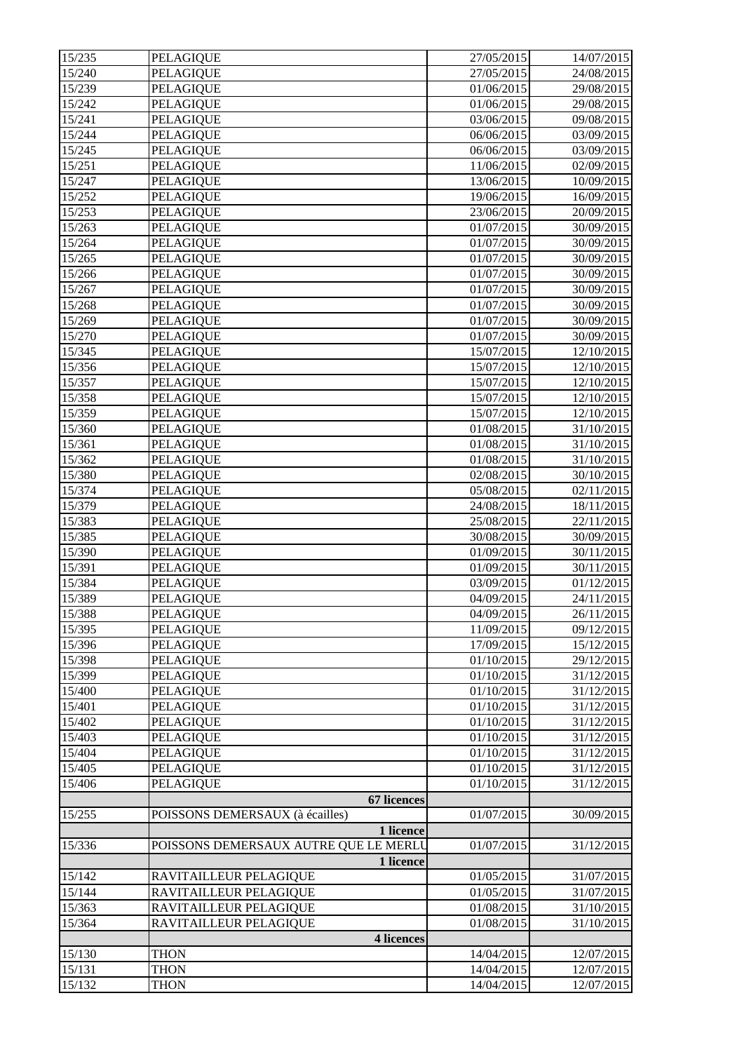| | | | |
|---|---|---|---|
| 15/235 | PELAGIQUE | 27/05/2015 | 14/07/2015 |
| 15/240 | PELAGIQUE | 27/05/2015 | 24/08/2015 |
| 15/239 | PELAGIQUE | 01/06/2015 | 29/08/2015 |
| 15/242 | PELAGIQUE | 01/06/2015 | 29/08/2015 |
| 15/241 | PELAGIQUE | 03/06/2015 | 09/08/2015 |
| 15/244 | PELAGIQUE | 06/06/2015 | 03/09/2015 |
| 15/245 | PELAGIQUE | 06/06/2015 | 03/09/2015 |
| 15/251 | PELAGIQUE | 11/06/2015 | 02/09/2015 |
| 15/247 | PELAGIQUE | 13/06/2015 | 10/09/2015 |
| 15/252 | PELAGIQUE | 19/06/2015 | 16/09/2015 |
| 15/253 | PELAGIQUE | 23/06/2015 | 20/09/2015 |
| 15/263 | PELAGIQUE | 01/07/2015 | 30/09/2015 |
| 15/264 | PELAGIQUE | 01/07/2015 | 30/09/2015 |
| 15/265 | PELAGIQUE | 01/07/2015 | 30/09/2015 |
| 15/266 | PELAGIQUE | 01/07/2015 | 30/09/2015 |
| 15/267 | PELAGIQUE | 01/07/2015 | 30/09/2015 |
| 15/268 | PELAGIQUE | 01/07/2015 | 30/09/2015 |
| 15/269 | PELAGIQUE | 01/07/2015 | 30/09/2015 |
| 15/270 | PELAGIQUE | 01/07/2015 | 30/09/2015 |
| 15/345 | PELAGIQUE | 15/07/2015 | 12/10/2015 |
| 15/356 | PELAGIQUE | 15/07/2015 | 12/10/2015 |
| 15/357 | PELAGIQUE | 15/07/2015 | 12/10/2015 |
| 15/358 | PELAGIQUE | 15/07/2015 | 12/10/2015 |
| 15/359 | PELAGIQUE | 15/07/2015 | 12/10/2015 |
| 15/360 | PELAGIQUE | 01/08/2015 | 31/10/2015 |
| 15/361 | PELAGIQUE | 01/08/2015 | 31/10/2015 |
| 15/362 | PELAGIQUE | 01/08/2015 | 31/10/2015 |
| 15/380 | PELAGIQUE | 02/08/2015 | 30/10/2015 |
| 15/374 | PELAGIQUE | 05/08/2015 | 02/11/2015 |
| 15/379 | PELAGIQUE | 24/08/2015 | 18/11/2015 |
| 15/383 | PELAGIQUE | 25/08/2015 | 22/11/2015 |
| 15/385 | PELAGIQUE | 30/08/2015 | 30/09/2015 |
| 15/390 | PELAGIQUE | 01/09/2015 | 30/11/2015 |
| 15/391 | PELAGIQUE | 01/09/2015 | 30/11/2015 |
| 15/384 | PELAGIQUE | 03/09/2015 | 01/12/2015 |
| 15/389 | PELAGIQUE | 04/09/2015 | 24/11/2015 |
| 15/388 | PELAGIQUE | 04/09/2015 | 26/11/2015 |
| 15/395 | PELAGIQUE | 11/09/2015 | 09/12/2015 |
| 15/396 | PELAGIQUE | 17/09/2015 | 15/12/2015 |
| 15/398 | PELAGIQUE | 01/10/2015 | 29/12/2015 |
| 15/399 | PELAGIQUE | 01/10/2015 | 31/12/2015 |
| 15/400 | PELAGIQUE | 01/10/2015 | 31/12/2015 |
| 15/401 | PELAGIQUE | 01/10/2015 | 31/12/2015 |
| 15/402 | PELAGIQUE | 01/10/2015 | 31/12/2015 |
| 15/403 | PELAGIQUE | 01/10/2015 | 31/12/2015 |
| 15/404 | PELAGIQUE | 01/10/2015 | 31/12/2015 |
| 15/405 | PELAGIQUE | 01/10/2015 | 31/12/2015 |
| 15/406 | PELAGIQUE | 01/10/2015 | 31/12/2015 |
| | **67 licences** | | |
| 15/255 | POISSONS DEMERSAUX (à écailles) | 01/07/2015 | 30/09/2015 |
| | **1 licence** | | |
| 15/336 | POISSONS DEMERSAUX AUTRE QUE LE MERLU | 01/07/2015 | 31/12/2015 |
| | **1 licence** | | |
| 15/142 | RAVITAILLEUR PELAGIQUE | 01/05/2015 | 31/07/2015 |
| 15/144 | RAVITAILLEUR PELAGIQUE | 01/05/2015 | 31/07/2015 |
| 15/363 | RAVITAILLEUR PELAGIQUE | 01/08/2015 | 31/10/2015 |
| 15/364 | RAVITAILLEUR PELAGIQUE | 01/08/2015 | 31/10/2015 |
| | **4 licences** | | |
| 15/130 | THON | 14/04/2015 | 12/07/2015 |
| 15/131 | THON | 14/04/2015 | 12/07/2015 |
| 15/132 | THON | 14/04/2015 | 12/07/2015 |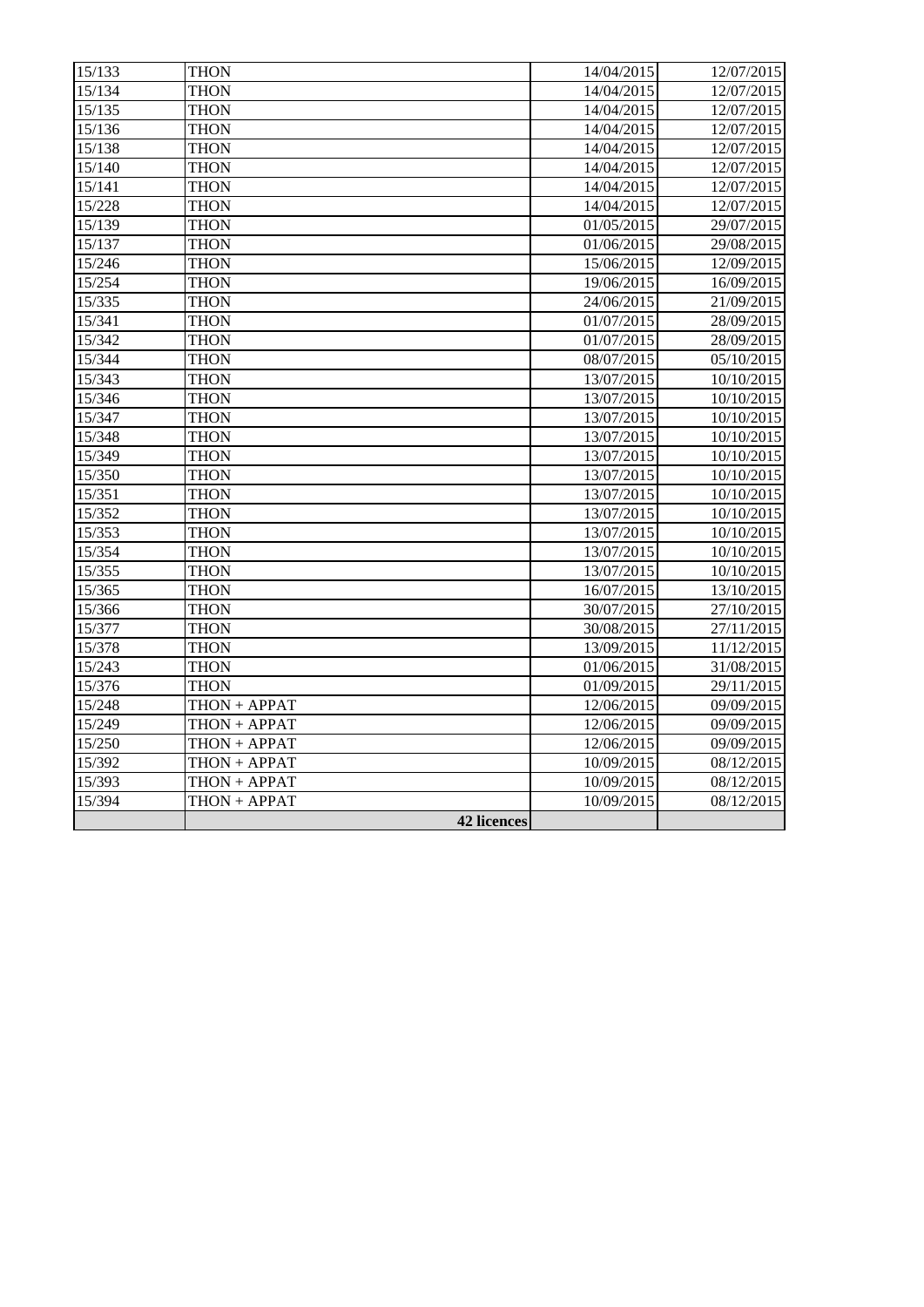| | | | |
|---|---|---|---|
| 15/133 | THON | 14/04/2015 | 12/07/2015 |
| 15/134 | THON | 14/04/2015 | 12/07/2015 |
| 15/135 | THON | 14/04/2015 | 12/07/2015 |
| 15/136 | THON | 14/04/2015 | 12/07/2015 |
| 15/138 | THON | 14/04/2015 | 12/07/2015 |
| 15/140 | THON | 14/04/2015 | 12/07/2015 |
| 15/141 | THON | 14/04/2015 | 12/07/2015 |
| 15/228 | THON | 14/04/2015 | 12/07/2015 |
| 15/139 | THON | 01/05/2015 | 29/07/2015 |
| 15/137 | THON | 01/06/2015 | 29/08/2015 |
| 15/246 | THON | 15/06/2015 | 12/09/2015 |
| 15/254 | THON | 19/06/2015 | 16/09/2015 |
| 15/335 | THON | 24/06/2015 | 21/09/2015 |
| 15/341 | THON | 01/07/2015 | 28/09/2015 |
| 15/342 | THON | 01/07/2015 | 28/09/2015 |
| 15/344 | THON | 08/07/2015 | 05/10/2015 |
| 15/343 | THON | 13/07/2015 | 10/10/2015 |
| 15/346 | THON | 13/07/2015 | 10/10/2015 |
| 15/347 | THON | 13/07/2015 | 10/10/2015 |
| 15/348 | THON | 13/07/2015 | 10/10/2015 |
| 15/349 | THON | 13/07/2015 | 10/10/2015 |
| 15/350 | THON | 13/07/2015 | 10/10/2015 |
| 15/351 | THON | 13/07/2015 | 10/10/2015 |
| 15/352 | THON | 13/07/2015 | 10/10/2015 |
| 15/353 | THON | 13/07/2015 | 10/10/2015 |
| 15/354 | THON | 13/07/2015 | 10/10/2015 |
| 15/355 | THON | 13/07/2015 | 10/10/2015 |
| 15/365 | THON | 16/07/2015 | 13/10/2015 |
| 15/366 | THON | 30/07/2015 | 27/10/2015 |
| 15/377 | THON | 30/08/2015 | 27/11/2015 |
| 15/378 | THON | 13/09/2015 | 11/12/2015 |
| 15/243 | THON | 01/06/2015 | 31/08/2015 |
| 15/376 | THON | 01/09/2015 | 29/11/2015 |
| 15/248 | THON + APPAT | 12/06/2015 | 09/09/2015 |
| 15/249 | THON + APPAT | 12/06/2015 | 09/09/2015 |
| 15/250 | THON + APPAT | 12/06/2015 | 09/09/2015 |
| 15/392 | THON + APPAT | 10/09/2015 | 08/12/2015 |
| 15/393 | THON + APPAT | 10/09/2015 | 08/12/2015 |
| 15/394 | THON + APPAT | 10/09/2015 | 08/12/2015 |
| | **42 licences** | | |